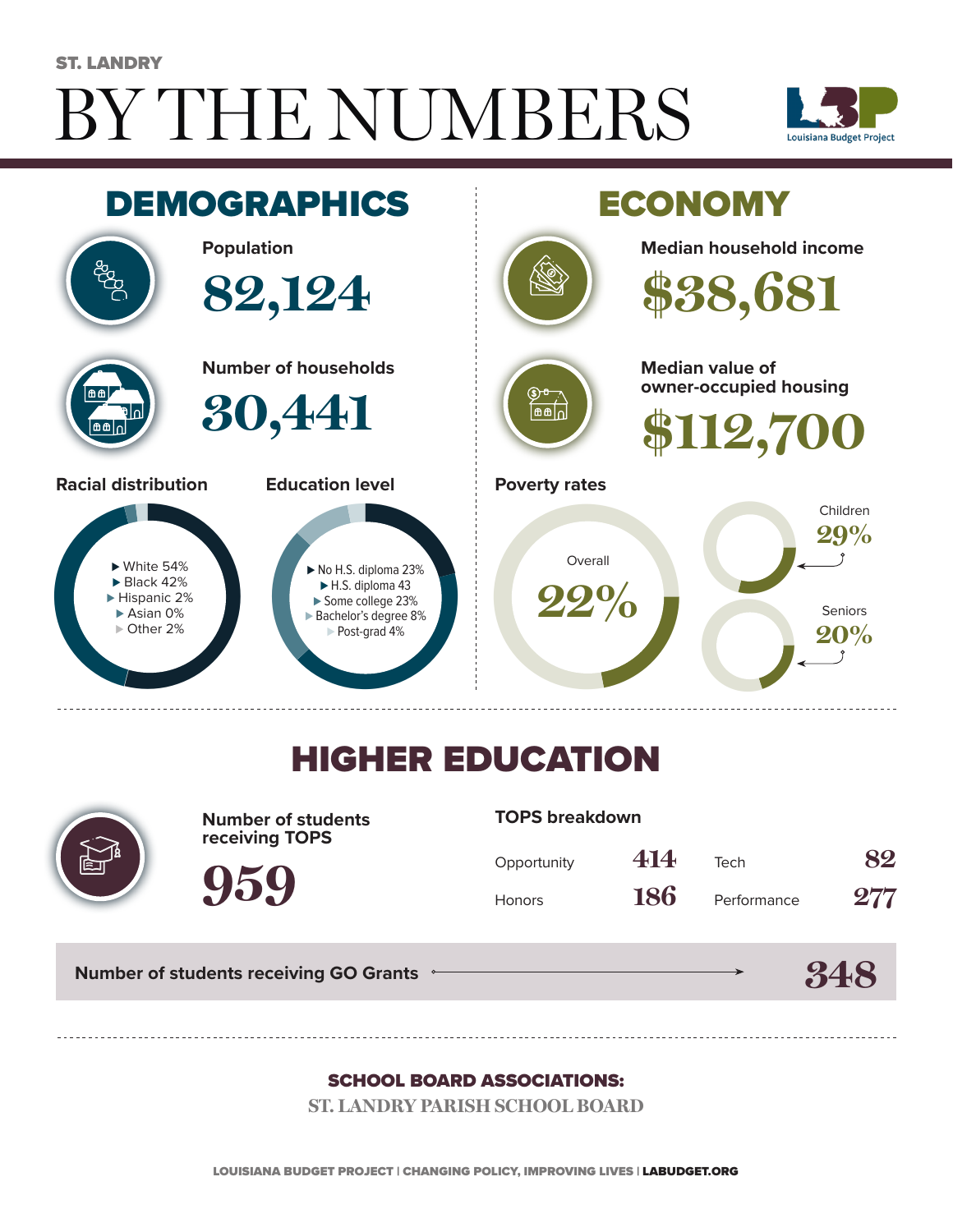ST. LANDRY

# BY THE NUMBERS

Louisiana Budget Project

## DEMOGRAPHICS

**Population**

82,124

**Number of households**

30,441

**Racial distribution**

- White 54%
- Black 42%
- Hispanic 2%
- Asian 0%
- Other 2%

**Education level**

- No H.S. diploma 23%
- H.S. diploma 43
- Some college 23%
- Bachelor's degree 8%
- Post-grad 4%

## ECONOMY

**Median household income**

$38,681

**Median value of owner-occupied housing**

$112,700

**Poverty rates**

Overall 22%

Children 29%

Seniors 20%

## HIGHER EDUCATION

**Number of students receiving TOPS**

959

**TOPS breakdown**

| | | | |
|---|---|---|---|
| Opportunity | 414 | Tech | 82 |
| Honors | 186 | Performance | 277 |

**Number of students receiving GO Grants** → 348

**SCHOOL BOARD ASSOCIATIONS:**

ST. LANDRY PARISH SCHOOL BOARD

LOUISIANA BUDGET PROJECT | CHANGING POLICY, IMPROVING LIVES | LABUDGET.ORG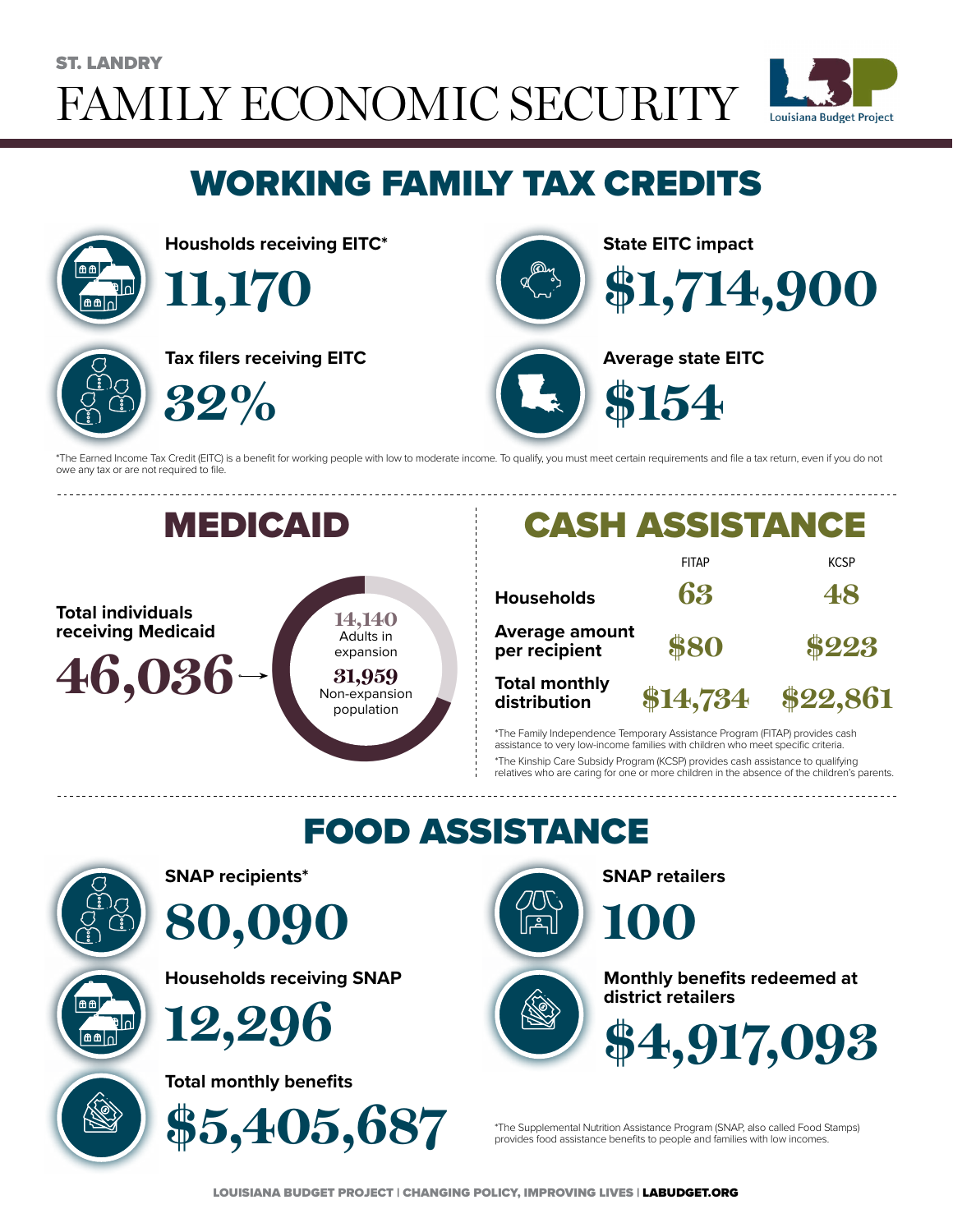ST. LANDRY

# FAMILY ECONOMIC SECURITY

## WORKING FAMILY TAX CREDITS

**Households receiving EITC***

**11,170**

**Tax filers receiving EITC**

**32%**

**State EITC impact**

**$1,714,900**

**Average state EITC**

**$154**

*The Earned Income Tax Credit (EITC) is a benefit for working people with low to moderate income. To qualify, you must meet certain requirements and file a tax return, even if you do not owe any tax or are not required to file.

## MEDICAID

**Total individuals receiving Medicaid**

**46,036**

14,140
Adults in expansion

31,959
Non-expansion population

## CASH ASSISTANCE

| | FITAP | KCSP |
|---|---|---|
| **Households** | 63 | 48 |
| **Average amount per recipient** | $80 | $223 |
| **Total monthly distribution** | $14,734 | $22,861 |

*The Family Independence Temporary Assistance Program (FITAP) provides cash assistance to very low-income families with children who meet specific criteria.

*The Kinship Care Subsidy Program (KCSP) provides cash assistance to qualifying relatives who are caring for one or more children in the absence of the children's parents.

## FOOD ASSISTANCE

**SNAP recipients***

**80,090**

**Households receiving SNAP**

**12,296**

**Total monthly benefits**

**$5,405,687**

**SNAP retailers**

**100**

**Monthly benefits redeemed at district retailers**

**$4,917,093**

*The Supplemental Nutrition Assistance Program (SNAP, also called Food Stamps) provides food assistance benefits to people and families with low incomes.

LOUISIANA BUDGET PROJECT | CHANGING POLICY, IMPROVING LIVES | **LABUDGET.ORG**